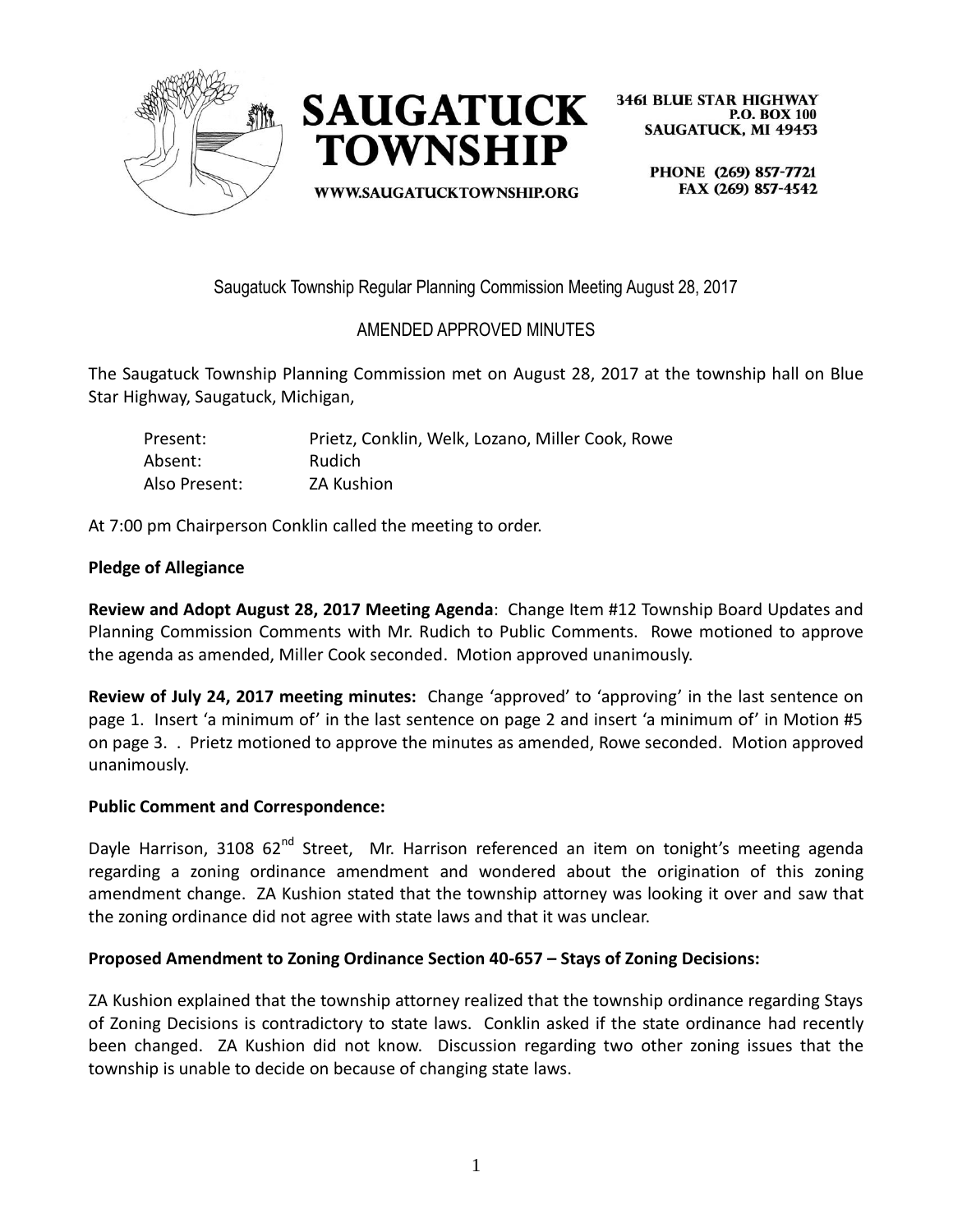**SAUGATUCK TOWNSHIP**

WWW.SAUGATUCKTOWNSHIP.ORG

3461 BLUE STAR HIGHWAY
P.O. BOX 100
SAUGATUCK, MI 49453

PHONE (269) 857-7721
FAX (269) 857-4542

Saugatuck Township Regular Planning Commission Meeting August 28, 2017

AMENDED APPROVED MINUTES

The Saugatuck Township Planning Commission met on August 28, 2017 at the township hall on Blue Star Highway, Saugatuck, Michigan,

| | |
|---|---|
| Present: | Prietz, Conklin, Welk, Lozano, Miller Cook, Rowe |
| Absent: | Rudich |
| Also Present: | ZA Kushion |

At 7:00 pm Chairperson Conklin called the meeting to order.

**Pledge of Allegiance**

**Review and Adopt August 28, 2017 Meeting Agenda**: Change Item #12 Township Board Updates and Planning Commission Comments with Mr. Rudich to Public Comments. Rowe motioned to approve the agenda as amended, Miller Cook seconded. Motion approved unanimously.

**Review of July 24, 2017 meeting minutes:** Change 'approved' to 'approving' in the last sentence on page 1. Insert 'a minimum of' in the last sentence on page 2 and insert 'a minimum of' in Motion #5 on page 3. . Prietz motioned to approve the minutes as amended, Rowe seconded. Motion approved unanimously.

**Public Comment and Correspondence:**

Dayle Harrison, 3108 62nd Street, Mr. Harrison referenced an item on tonight's meeting agenda regarding a zoning ordinance amendment and wondered about the origination of this zoning amendment change. ZA Kushion stated that the township attorney was looking it over and saw that the zoning ordinance did not agree with state laws and that it was unclear.

**Proposed Amendment to Zoning Ordinance Section 40-657 – Stays of Zoning Decisions:**

ZA Kushion explained that the township attorney realized that the township ordinance regarding Stays of Zoning Decisions is contradictory to state laws. Conklin asked if the state ordinance had recently been changed. ZA Kushion did not know. Discussion regarding two other zoning issues that the township is unable to decide on because of changing state laws.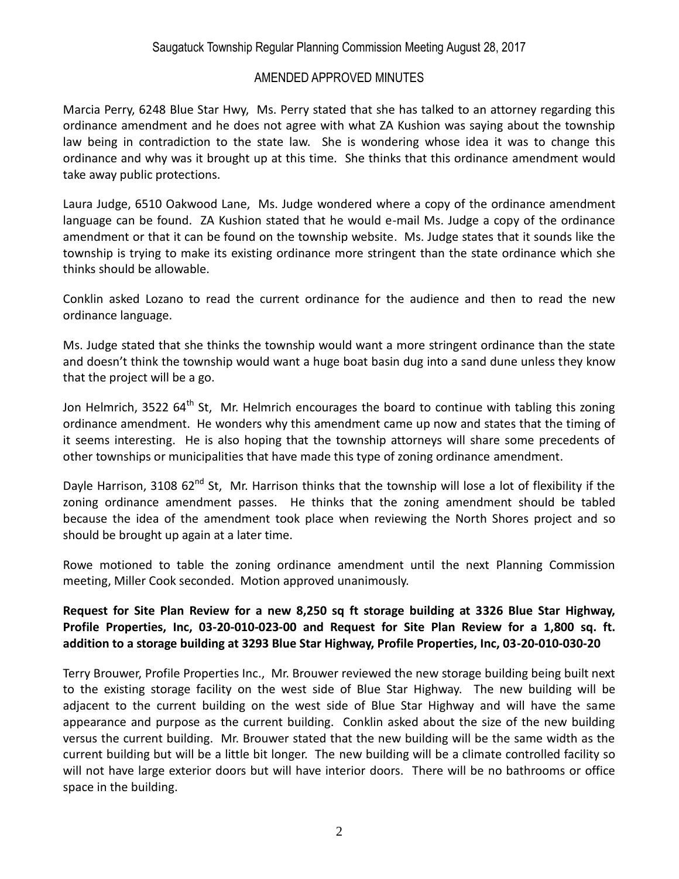Marcia Perry, 6248 Blue Star Hwy, Ms. Perry stated that she has talked to an attorney regarding this ordinance amendment and he does not agree with what ZA Kushion was saying about the township law being in contradiction to the state law. She is wondering whose idea it was to change this ordinance and why was it brought up at this time. She thinks that this ordinance amendment would take away public protections.

Laura Judge, 6510 Oakwood Lane, Ms. Judge wondered where a copy of the ordinance amendment language can be found. ZA Kushion stated that he would e-mail Ms. Judge a copy of the ordinance amendment or that it can be found on the township website. Ms. Judge states that it sounds like the township is trying to make its existing ordinance more stringent than the state ordinance which she thinks should be allowable.

Conklin asked Lozano to read the current ordinance for the audience and then to read the new ordinance language.

Ms. Judge stated that she thinks the township would want a more stringent ordinance than the state and doesn't think the township would want a huge boat basin dug into a sand dune unless they know that the project will be a go.

Jon Helmrich, 3522 64th St, Mr. Helmrich encourages the board to continue with tabling this zoning ordinance amendment. He wonders why this amendment came up now and states that the timing of it seems interesting. He is also hoping that the township attorneys will share some precedents of other townships or municipalities that have made this type of zoning ordinance amendment.

Dayle Harrison, 3108 62nd St, Mr. Harrison thinks that the township will lose a lot of flexibility if the zoning ordinance amendment passes. He thinks that the zoning amendment should be tabled because the idea of the amendment took place when reviewing the North Shores project and so should be brought up again at a later time.

Rowe motioned to table the zoning ordinance amendment until the next Planning Commission meeting, Miller Cook seconded. Motion approved unanimously.

**Request for Site Plan Review for a new 8,250 sq ft storage building at 3326 Blue Star Highway, Profile Properties, Inc, 03-20-010-023-00 and Request for Site Plan Review for a 1,800 sq. ft. addition to a storage building at 3293 Blue Star Highway, Profile Properties, Inc, 03-20-010-030-20**

Terry Brouwer, Profile Properties Inc., Mr. Brouwer reviewed the new storage building being built next to the existing storage facility on the west side of Blue Star Highway. The new building will be adjacent to the current building on the west side of Blue Star Highway and will have the same appearance and purpose as the current building. Conklin asked about the size of the new building versus the current building. Mr. Brouwer stated that the new building will be the same width as the current building but will be a little bit longer. The new building will be a climate controlled facility so will not have large exterior doors but will have interior doors. There will be no bathrooms or office space in the building.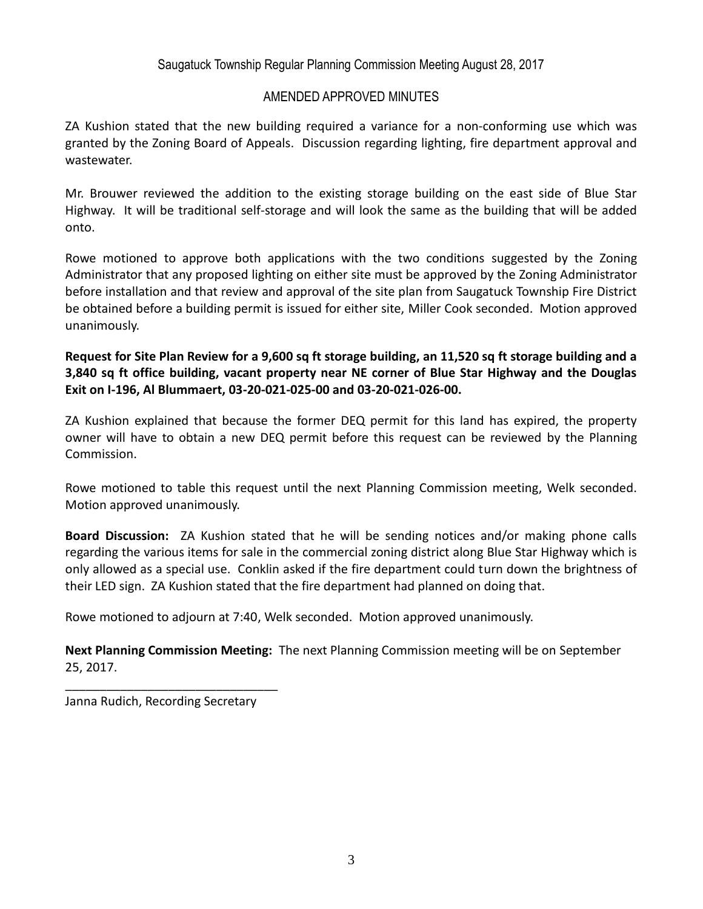Saugatuck Township Regular Planning Commission Meeting August 28, 2017

AMENDED APPROVED MINUTES

ZA Kushion stated that the new building required a variance for a non-conforming use which was granted by the Zoning Board of Appeals. Discussion regarding lighting, fire department approval and wastewater.

Mr. Brouwer reviewed the addition to the existing storage building on the east side of Blue Star Highway. It will be traditional self-storage and will look the same as the building that will be added onto.

Rowe motioned to approve both applications with the two conditions suggested by the Zoning Administrator that any proposed lighting on either site must be approved by the Zoning Administrator before installation and that review and approval of the site plan from Saugatuck Township Fire District be obtained before a building permit is issued for either site, Miller Cook seconded. Motion approved unanimously.

**Request for Site Plan Review for a 9,600 sq ft storage building, an 11,520 sq ft storage building and a 3,840 sq ft office building, vacant property near NE corner of Blue Star Highway and the Douglas Exit on I-196, Al Blummaert, 03-20-021-025-00 and 03-20-021-026-00.**

ZA Kushion explained that because the former DEQ permit for this land has expired, the property owner will have to obtain a new DEQ permit before this request can be reviewed by the Planning Commission.

Rowe motioned to table this request until the next Planning Commission meeting, Welk seconded. Motion approved unanimously.

**Board Discussion:** ZA Kushion stated that he will be sending notices and/or making phone calls regarding the various items for sale in the commercial zoning district along Blue Star Highway which is only allowed as a special use. Conklin asked if the fire department could turn down the brightness of their LED sign. ZA Kushion stated that the fire department had planned on doing that.

Rowe motioned to adjourn at 7:40, Welk seconded. Motion approved unanimously.

**Next Planning Commission Meeting:** The next Planning Commission meeting will be on September 25, 2017.

_______________________________

Janna Rudich, Recording Secretary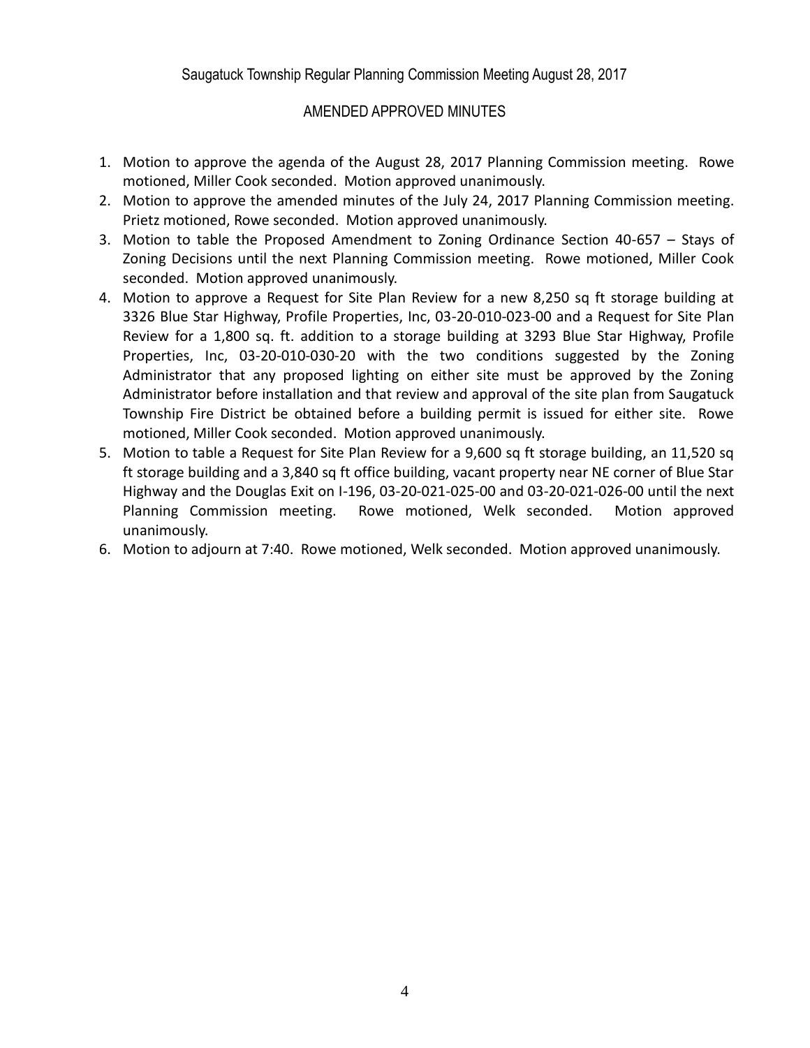Saugatuck Township Regular Planning Commission Meeting August 28, 2017

AMENDED APPROVED MINUTES

1. Motion to approve the agenda of the August 28, 2017 Planning Commission meeting. Rowe motioned, Miller Cook seconded. Motion approved unanimously.
2. Motion to approve the amended minutes of the July 24, 2017 Planning Commission meeting. Prietz motioned, Rowe seconded. Motion approved unanimously.
3. Motion to table the Proposed Amendment to Zoning Ordinance Section 40-657 – Stays of Zoning Decisions until the next Planning Commission meeting. Rowe motioned, Miller Cook seconded. Motion approved unanimously.
4. Motion to approve a Request for Site Plan Review for a new 8,250 sq ft storage building at 3326 Blue Star Highway, Profile Properties, Inc, 03-20-010-023-00 and a Request for Site Plan Review for a 1,800 sq. ft. addition to a storage building at 3293 Blue Star Highway, Profile Properties, Inc, 03-20-010-030-20 with the two conditions suggested by the Zoning Administrator that any proposed lighting on either site must be approved by the Zoning Administrator before installation and that review and approval of the site plan from Saugatuck Township Fire District be obtained before a building permit is issued for either site. Rowe motioned, Miller Cook seconded. Motion approved unanimously.
5. Motion to table a Request for Site Plan Review for a 9,600 sq ft storage building, an 11,520 sq ft storage building and a 3,840 sq ft office building, vacant property near NE corner of Blue Star Highway and the Douglas Exit on I-196, 03-20-021-025-00 and 03-20-021-026-00 until the next Planning Commission meeting. Rowe motioned, Welk seconded. Motion approved unanimously.
6. Motion to adjourn at 7:40. Rowe motioned, Welk seconded. Motion approved unanimously.